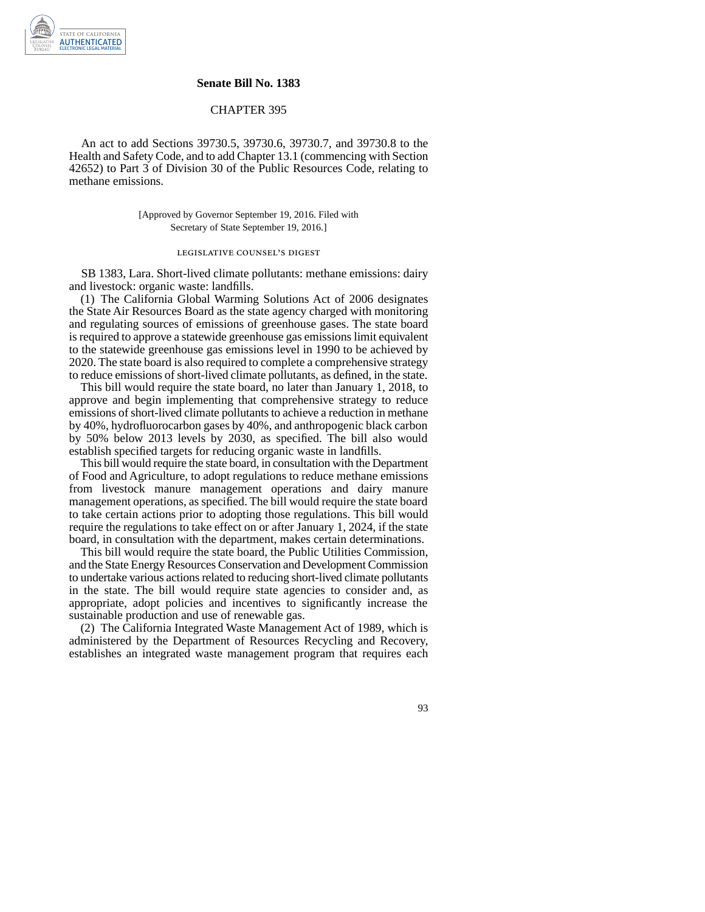# Senate Bill No. 1383

## CHAPTER 395

An act to add Sections 39730.5, 39730.6, 39730.7, and 39730.8 to the Health and Safety Code, and to add Chapter 13.1 (commencing with Section 42652) to Part 3 of Division 30 of the Public Resources Code, relating to methane emissions.

[Approved by Governor September 19, 2016. Filed with Secretary of State September 19, 2016.]

### LEGISLATIVE COUNSEL'S DIGEST

SB 1383, Lara. Short-lived climate pollutants: methane emissions: dairy and livestock: organic waste: landfills.

(1) The California Global Warming Solutions Act of 2006 designates the State Air Resources Board as the state agency charged with monitoring and regulating sources of emissions of greenhouse gases. The state board is required to approve a statewide greenhouse gas emissions limit equivalent to the statewide greenhouse gas emissions level in 1990 to be achieved by 2020. The state board is also required to complete a comprehensive strategy to reduce emissions of short-lived climate pollutants, as defined, in the state.

This bill would require the state board, no later than January 1, 2018, to approve and begin implementing that comprehensive strategy to reduce emissions of short-lived climate pollutants to achieve a reduction in methane by 40%, hydrofluorocarbon gases by 40%, and anthropogenic black carbon by 50% below 2013 levels by 2030, as specified. The bill also would establish specified targets for reducing organic waste in landfills.

This bill would require the state board, in consultation with the Department of Food and Agriculture, to adopt regulations to reduce methane emissions from livestock manure management operations and dairy manure management operations, as specified. The bill would require the state board to take certain actions prior to adopting those regulations. This bill would require the regulations to take effect on or after January 1, 2024, if the state board, in consultation with the department, makes certain determinations.

This bill would require the state board, the Public Utilities Commission, and the State Energy Resources Conservation and Development Commission to undertake various actions related to reducing short-lived climate pollutants in the state. The bill would require state agencies to consider and, as appropriate, adopt policies and incentives to significantly increase the sustainable production and use of renewable gas.

(2) The California Integrated Waste Management Act of 1989, which is administered by the Department of Resources Recycling and Recovery, establishes an integrated waste management program that requires each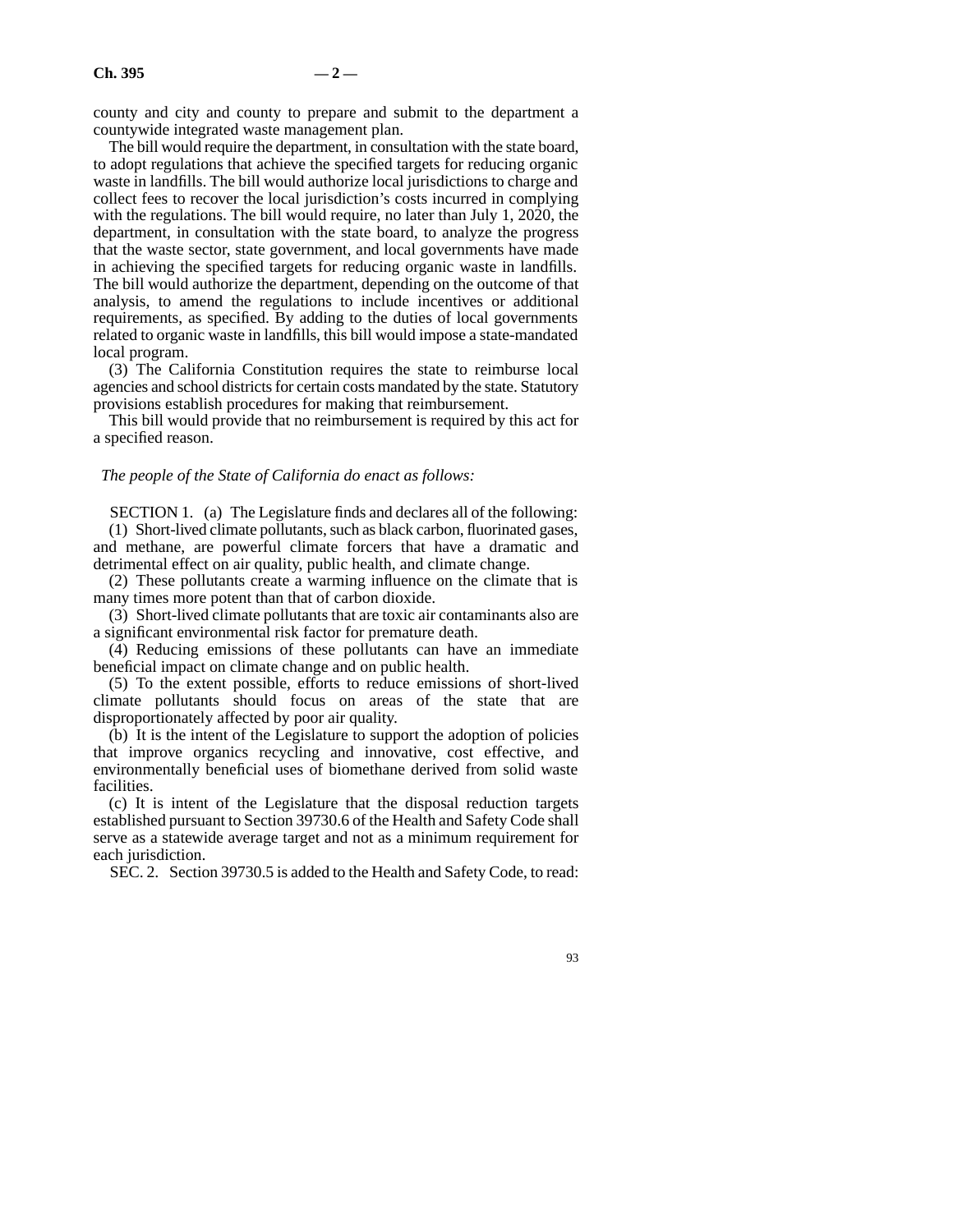county and city and county to prepare and submit to the department a countywide integrated waste management plan.

The bill would require the department, in consultation with the state board, to adopt regulations that achieve the specified targets for reducing organic waste in landfills. The bill would authorize local jurisdictions to charge and collect fees to recover the local jurisdiction's costs incurred in complying with the regulations. The bill would require, no later than July 1, 2020, the department, in consultation with the state board, to analyze the progress that the waste sector, state government, and local governments have made in achieving the specified targets for reducing organic waste in landfills. The bill would authorize the department, depending on the outcome of that analysis, to amend the regulations to include incentives or additional requirements, as specified. By adding to the duties of local governments related to organic waste in landfills, this bill would impose a state-mandated local program.

(3) The California Constitution requires the state to reimburse local agencies and school districts for certain costs mandated by the state. Statutory provisions establish procedures for making that reimbursement.

This bill would provide that no reimbursement is required by this act for a specified reason.

*The people of the State of California do enact as follows:*

SECTION 1. (a) The Legislature finds and declares all of the following:

(1) Short-lived climate pollutants, such as black carbon, fluorinated gases, and methane, are powerful climate forcers that have a dramatic and detrimental effect on air quality, public health, and climate change.

(2) These pollutants create a warming influence on the climate that is many times more potent than that of carbon dioxide.

(3) Short-lived climate pollutants that are toxic air contaminants also are a significant environmental risk factor for premature death.

(4) Reducing emissions of these pollutants can have an immediate beneficial impact on climate change and on public health.

(5) To the extent possible, efforts to reduce emissions of short-lived climate pollutants should focus on areas of the state that are disproportionately affected by poor air quality.

(b) It is the intent of the Legislature to support the adoption of policies that improve organics recycling and innovative, cost effective, and environmentally beneficial uses of biomethane derived from solid waste facilities.

(c) It is intent of the Legislature that the disposal reduction targets established pursuant to Section 39730.6 of the Health and Safety Code shall serve as a statewide average target and not as a minimum requirement for each jurisdiction.

SEC. 2. Section 39730.5 is added to the Health and Safety Code, to read: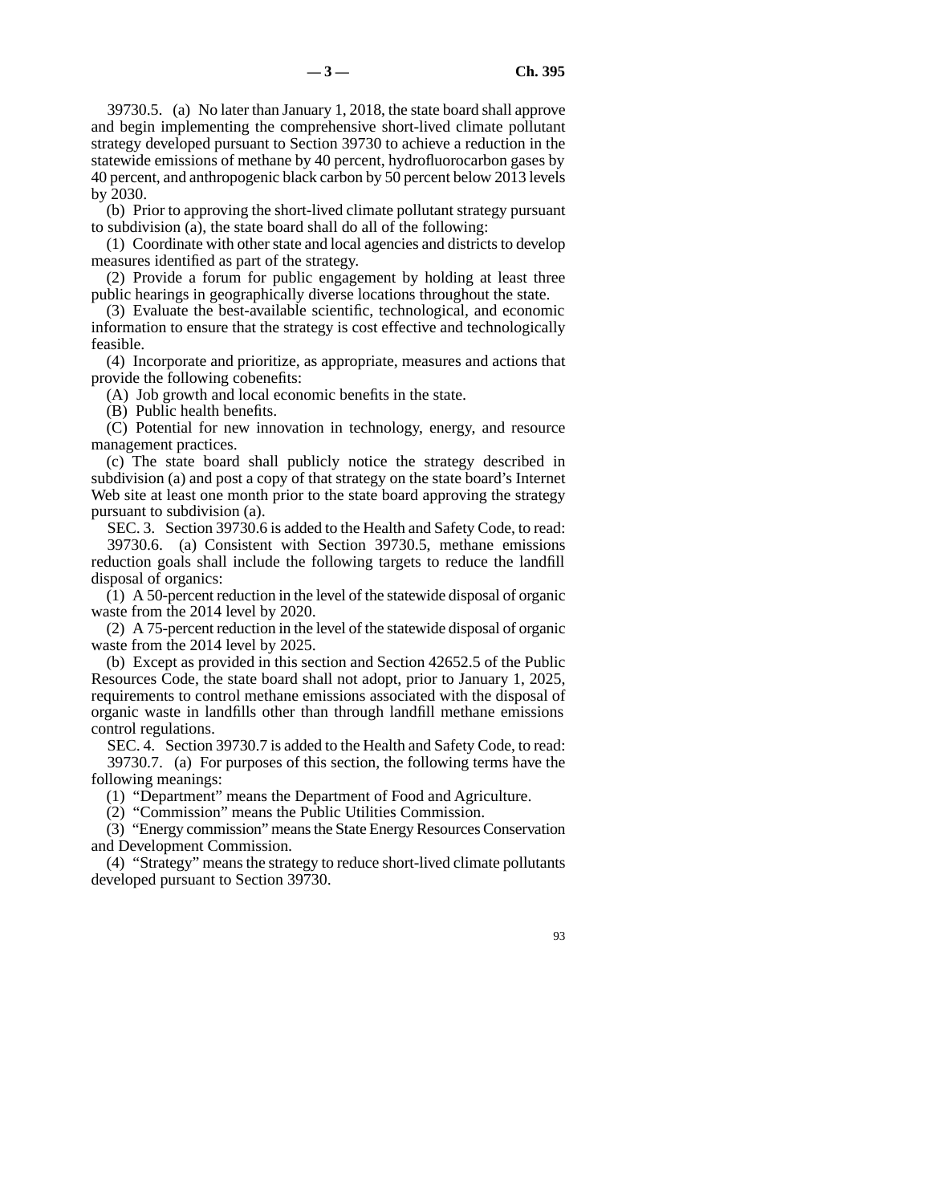39730.5. (a) No later than January 1, 2018, the state board shall approve and begin implementing the comprehensive short-lived climate pollutant strategy developed pursuant to Section 39730 to achieve a reduction in the statewide emissions of methane by 40 percent, hydrofluorocarbon gases by 40 percent, and anthropogenic black carbon by 50 percent below 2013 levels by 2030.

(b) Prior to approving the short-lived climate pollutant strategy pursuant to subdivision (a), the state board shall do all of the following:

(1) Coordinate with other state and local agencies and districts to develop measures identified as part of the strategy.

(2) Provide a forum for public engagement by holding at least three public hearings in geographically diverse locations throughout the state.

(3) Evaluate the best-available scientific, technological, and economic information to ensure that the strategy is cost effective and technologically feasible.

(4) Incorporate and prioritize, as appropriate, measures and actions that provide the following cobenefits:

(A) Job growth and local economic benefits in the state.

(B) Public health benefits.

(C) Potential for new innovation in technology, energy, and resource management practices.

(c) The state board shall publicly notice the strategy described in subdivision (a) and post a copy of that strategy on the state board's Internet Web site at least one month prior to the state board approving the strategy pursuant to subdivision (a).

SEC. 3. Section 39730.6 is added to the Health and Safety Code, to read:

39730.6. (a) Consistent with Section 39730.5, methane emissions reduction goals shall include the following targets to reduce the landfill disposal of organics:

(1) A 50-percent reduction in the level of the statewide disposal of organic waste from the 2014 level by 2020.

(2) A 75-percent reduction in the level of the statewide disposal of organic waste from the 2014 level by 2025.

(b) Except as provided in this section and Section 42652.5 of the Public Resources Code, the state board shall not adopt, prior to January 1, 2025, requirements to control methane emissions associated with the disposal of organic waste in landfills other than through landfill methane emissions control regulations.

SEC. 4. Section 39730.7 is added to the Health and Safety Code, to read:

39730.7. (a) For purposes of this section, the following terms have the following meanings:

(1) "Department" means the Department of Food and Agriculture.

(2) "Commission" means the Public Utilities Commission.

(3) "Energy commission" means the State Energy Resources Conservation and Development Commission.

(4) "Strategy" means the strategy to reduce short-lived climate pollutants developed pursuant to Section 39730.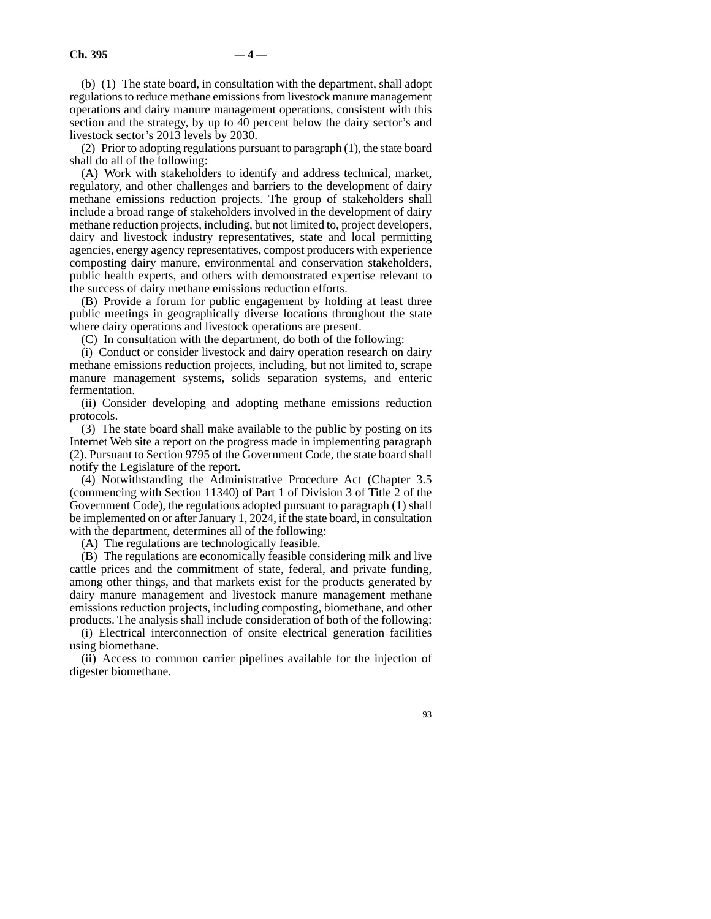(b) (1) The state board, in consultation with the department, shall adopt regulations to reduce methane emissions from livestock manure management operations and dairy manure management operations, consistent with this section and the strategy, by up to 40 percent below the dairy sector's and livestock sector's 2013 levels by 2030.

(2) Prior to adopting regulations pursuant to paragraph (1), the state board shall do all of the following:

(A) Work with stakeholders to identify and address technical, market, regulatory, and other challenges and barriers to the development of dairy methane emissions reduction projects. The group of stakeholders shall include a broad range of stakeholders involved in the development of dairy methane reduction projects, including, but not limited to, project developers, dairy and livestock industry representatives, state and local permitting agencies, energy agency representatives, compost producers with experience composting dairy manure, environmental and conservation stakeholders, public health experts, and others with demonstrated expertise relevant to the success of dairy methane emissions reduction efforts.

(B) Provide a forum for public engagement by holding at least three public meetings in geographically diverse locations throughout the state where dairy operations and livestock operations are present.

(C) In consultation with the department, do both of the following:

(i) Conduct or consider livestock and dairy operation research on dairy methane emissions reduction projects, including, but not limited to, scrape manure management systems, solids separation systems, and enteric fermentation.

(ii) Consider developing and adopting methane emissions reduction protocols.

(3) The state board shall make available to the public by posting on its Internet Web site a report on the progress made in implementing paragraph (2). Pursuant to Section 9795 of the Government Code, the state board shall notify the Legislature of the report.

(4) Notwithstanding the Administrative Procedure Act (Chapter 3.5 (commencing with Section 11340) of Part 1 of Division 3 of Title 2 of the Government Code), the regulations adopted pursuant to paragraph (1) shall be implemented on or after January 1, 2024, if the state board, in consultation with the department, determines all of the following:

(A) The regulations are technologically feasible.

(B) The regulations are economically feasible considering milk and live cattle prices and the commitment of state, federal, and private funding, among other things, and that markets exist for the products generated by dairy manure management and livestock manure management methane emissions reduction projects, including composting, biomethane, and other products. The analysis shall include consideration of both of the following:

(i) Electrical interconnection of onsite electrical generation facilities using biomethane.

(ii) Access to common carrier pipelines available for the injection of digester biomethane.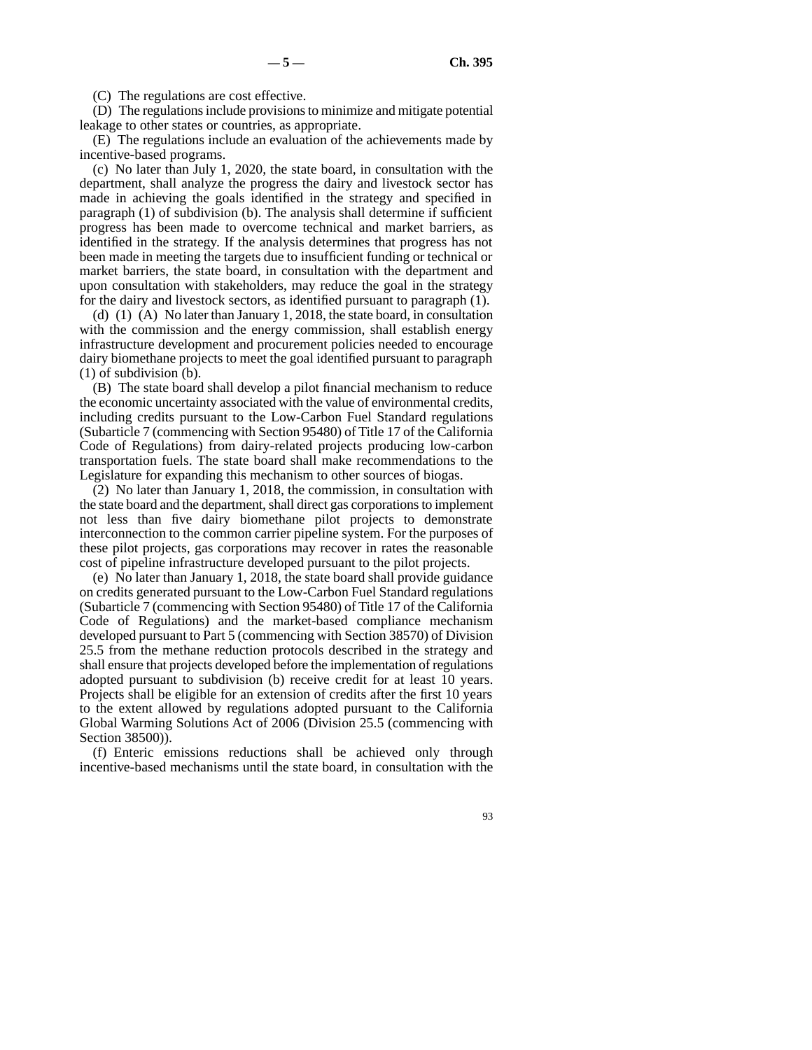(C) The regulations are cost effective.

(D) The regulations include provisions to minimize and mitigate potential leakage to other states or countries, as appropriate.

(E) The regulations include an evaluation of the achievements made by incentive-based programs.

(c) No later than July 1, 2020, the state board, in consultation with the department, shall analyze the progress the dairy and livestock sector has made in achieving the goals identified in the strategy and specified in paragraph (1) of subdivision (b). The analysis shall determine if sufficient progress has been made to overcome technical and market barriers, as identified in the strategy. If the analysis determines that progress has not been made in meeting the targets due to insufficient funding or technical or market barriers, the state board, in consultation with the department and upon consultation with stakeholders, may reduce the goal in the strategy for the dairy and livestock sectors, as identified pursuant to paragraph (1).

(d) (1) (A) No later than January 1, 2018, the state board, in consultation with the commission and the energy commission, shall establish energy infrastructure development and procurement policies needed to encourage dairy biomethane projects to meet the goal identified pursuant to paragraph (1) of subdivision (b).

(B) The state board shall develop a pilot financial mechanism to reduce the economic uncertainty associated with the value of environmental credits, including credits pursuant to the Low-Carbon Fuel Standard regulations (Subarticle 7 (commencing with Section 95480) of Title 17 of the California Code of Regulations) from dairy-related projects producing low-carbon transportation fuels. The state board shall make recommendations to the Legislature for expanding this mechanism to other sources of biogas.

(2) No later than January 1, 2018, the commission, in consultation with the state board and the department, shall direct gas corporations to implement not less than five dairy biomethane pilot projects to demonstrate interconnection to the common carrier pipeline system. For the purposes of these pilot projects, gas corporations may recover in rates the reasonable cost of pipeline infrastructure developed pursuant to the pilot projects.

(e) No later than January 1, 2018, the state board shall provide guidance on credits generated pursuant to the Low-Carbon Fuel Standard regulations (Subarticle 7 (commencing with Section 95480) of Title 17 of the California Code of Regulations) and the market-based compliance mechanism developed pursuant to Part 5 (commencing with Section 38570) of Division 25.5 from the methane reduction protocols described in the strategy and shall ensure that projects developed before the implementation of regulations adopted pursuant to subdivision (b) receive credit for at least 10 years. Projects shall be eligible for an extension of credits after the first 10 years to the extent allowed by regulations adopted pursuant to the California Global Warming Solutions Act of 2006 (Division 25.5 (commencing with Section 38500)).

(f) Enteric emissions reductions shall be achieved only through incentive-based mechanisms until the state board, in consultation with the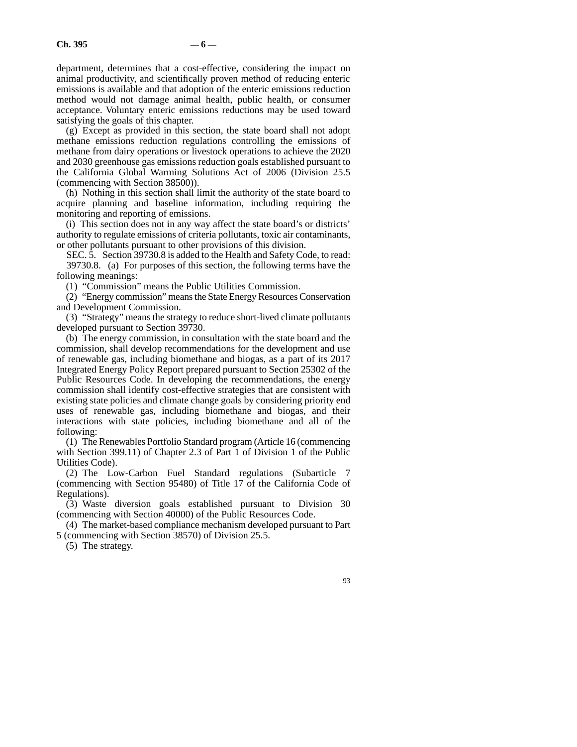department, determines that a cost-effective, considering the impact on animal productivity, and scientifically proven method of reducing enteric emissions is available and that adoption of the enteric emissions reduction method would not damage animal health, public health, or consumer acceptance. Voluntary enteric emissions reductions may be used toward satisfying the goals of this chapter.

(g) Except as provided in this section, the state board shall not adopt methane emissions reduction regulations controlling the emissions of methane from dairy operations or livestock operations to achieve the 2020 and 2030 greenhouse gas emissions reduction goals established pursuant to the California Global Warming Solutions Act of 2006 (Division 25.5 (commencing with Section 38500)).

(h) Nothing in this section shall limit the authority of the state board to acquire planning and baseline information, including requiring the monitoring and reporting of emissions.

(i) This section does not in any way affect the state board's or districts' authority to regulate emissions of criteria pollutants, toxic air contaminants, or other pollutants pursuant to other provisions of this division.

SEC. 5. Section 39730.8 is added to the Health and Safety Code, to read:

39730.8. (a) For purposes of this section, the following terms have the following meanings:

(1) "Commission" means the Public Utilities Commission.

(2) "Energy commission" means the State Energy Resources Conservation and Development Commission.

(3) "Strategy" means the strategy to reduce short-lived climate pollutants developed pursuant to Section 39730.

(b) The energy commission, in consultation with the state board and the commission, shall develop recommendations for the development and use of renewable gas, including biomethane and biogas, as a part of its 2017 Integrated Energy Policy Report prepared pursuant to Section 25302 of the Public Resources Code. In developing the recommendations, the energy commission shall identify cost-effective strategies that are consistent with existing state policies and climate change goals by considering priority end uses of renewable gas, including biomethane and biogas, and their interactions with state policies, including biomethane and all of the following:

(1) The Renewables Portfolio Standard program (Article 16 (commencing with Section 399.11) of Chapter 2.3 of Part 1 of Division 1 of the Public Utilities Code).

(2) The Low-Carbon Fuel Standard regulations (Subarticle 7 (commencing with Section 95480) of Title 17 of the California Code of Regulations).

(3) Waste diversion goals established pursuant to Division 30 (commencing with Section 40000) of the Public Resources Code.

(4) The market-based compliance mechanism developed pursuant to Part 5 (commencing with Section 38570) of Division 25.5.

(5) The strategy.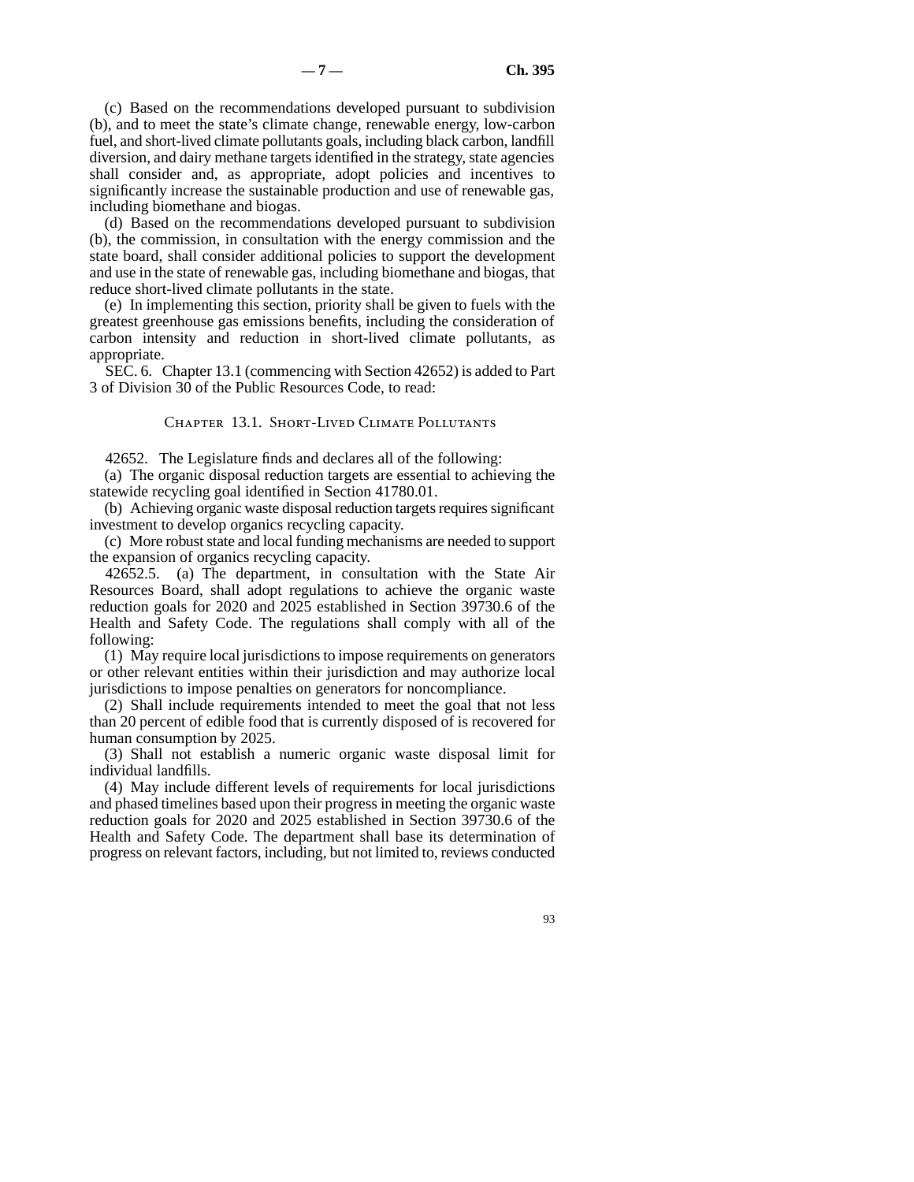(c) Based on the recommendations developed pursuant to subdivision (b), and to meet the state's climate change, renewable energy, low-carbon fuel, and short-lived climate pollutants goals, including black carbon, landfill diversion, and dairy methane targets identified in the strategy, state agencies shall consider and, as appropriate, adopt policies and incentives to significantly increase the sustainable production and use of renewable gas, including biomethane and biogas.

(d) Based on the recommendations developed pursuant to subdivision (b), the commission, in consultation with the energy commission and the state board, shall consider additional policies to support the development and use in the state of renewable gas, including biomethane and biogas, that reduce short-lived climate pollutants in the state.

(e) In implementing this section, priority shall be given to fuels with the greatest greenhouse gas emissions benefits, including the consideration of carbon intensity and reduction in short-lived climate pollutants, as appropriate.

SEC. 6. Chapter 13.1 (commencing with Section 42652) is added to Part 3 of Division 30 of the Public Resources Code, to read:

## Chapter 13.1. Short-Lived Climate Pollutants

42652. The Legislature finds and declares all of the following:

(a) The organic disposal reduction targets are essential to achieving the statewide recycling goal identified in Section 41780.01.

(b) Achieving organic waste disposal reduction targets requires significant investment to develop organics recycling capacity.

(c) More robust state and local funding mechanisms are needed to support the expansion of organics recycling capacity.

42652.5. (a) The department, in consultation with the State Air Resources Board, shall adopt regulations to achieve the organic waste reduction goals for 2020 and 2025 established in Section 39730.6 of the Health and Safety Code. The regulations shall comply with all of the following:

(1) May require local jurisdictions to impose requirements on generators or other relevant entities within their jurisdiction and may authorize local jurisdictions to impose penalties on generators for noncompliance.

(2) Shall include requirements intended to meet the goal that not less than 20 percent of edible food that is currently disposed of is recovered for human consumption by 2025.

(3) Shall not establish a numeric organic waste disposal limit for individual landfills.

(4) May include different levels of requirements for local jurisdictions and phased timelines based upon their progress in meeting the organic waste reduction goals for 2020 and 2025 established in Section 39730.6 of the Health and Safety Code. The department shall base its determination of progress on relevant factors, including, but not limited to, reviews conducted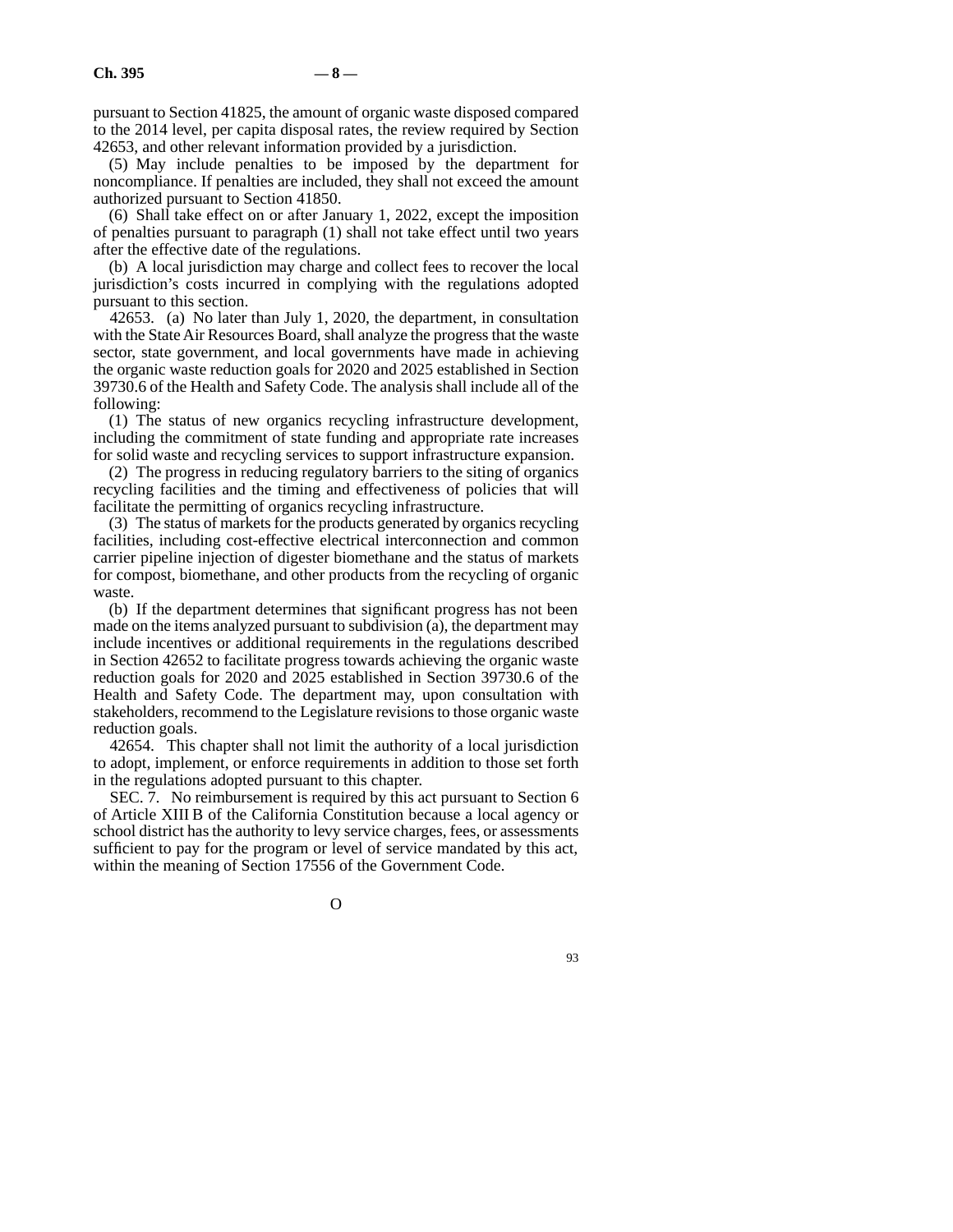pursuant to Section 41825, the amount of organic waste disposed compared to the 2014 level, per capita disposal rates, the review required by Section 42653, and other relevant information provided by a jurisdiction.

(5) May include penalties to be imposed by the department for noncompliance. If penalties are included, they shall not exceed the amount authorized pursuant to Section 41850.

(6) Shall take effect on or after January 1, 2022, except the imposition of penalties pursuant to paragraph (1) shall not take effect until two years after the effective date of the regulations.

(b) A local jurisdiction may charge and collect fees to recover the local jurisdiction's costs incurred in complying with the regulations adopted pursuant to this section.

42653. (a) No later than July 1, 2020, the department, in consultation with the State Air Resources Board, shall analyze the progress that the waste sector, state government, and local governments have made in achieving the organic waste reduction goals for 2020 and 2025 established in Section 39730.6 of the Health and Safety Code. The analysis shall include all of the following:

(1) The status of new organics recycling infrastructure development, including the commitment of state funding and appropriate rate increases for solid waste and recycling services to support infrastructure expansion.

(2) The progress in reducing regulatory barriers to the siting of organics recycling facilities and the timing and effectiveness of policies that will facilitate the permitting of organics recycling infrastructure.

(3) The status of markets for the products generated by organics recycling facilities, including cost-effective electrical interconnection and common carrier pipeline injection of digester biomethane and the status of markets for compost, biomethane, and other products from the recycling of organic waste.

(b) If the department determines that significant progress has not been made on the items analyzed pursuant to subdivision (a), the department may include incentives or additional requirements in the regulations described in Section 42652 to facilitate progress towards achieving the organic waste reduction goals for 2020 and 2025 established in Section 39730.6 of the Health and Safety Code. The department may, upon consultation with stakeholders, recommend to the Legislature revisions to those organic waste reduction goals.

42654. This chapter shall not limit the authority of a local jurisdiction to adopt, implement, or enforce requirements in addition to those set forth in the regulations adopted pursuant to this chapter.

SEC. 7. No reimbursement is required by this act pursuant to Section 6 of Article XIII B of the California Constitution because a local agency or school district has the authority to levy service charges, fees, or assessments sufficient to pay for the program or level of service mandated by this act, within the meaning of Section 17556 of the Government Code.

O